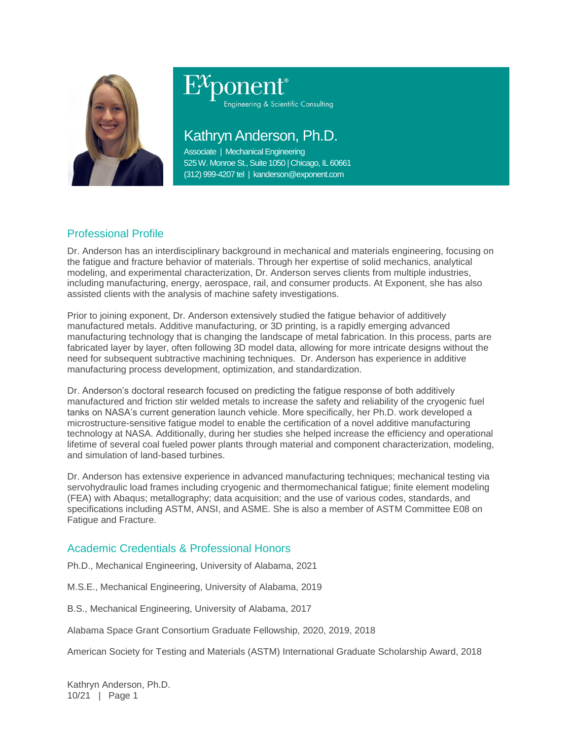Exponent®
Engineering & Scientific Consulting

# Kathryn Anderson, Ph.D.

Associate | Mechanical Engineering
525 W. Monroe St., Suite 1050 | Chicago, IL 60661
(312) 999-4207 tel | kanderson@exponent.com

## Professional Profile

Dr. Anderson has an interdisciplinary background in mechanical and materials engineering, focusing on the fatigue and fracture behavior of materials. Through her expertise of solid mechanics, analytical modeling, and experimental characterization, Dr. Anderson serves clients from multiple industries, including manufacturing, energy, aerospace, rail, and consumer products. At Exponent, she has also assisted clients with the analysis of machine safety investigations.

Prior to joining exponent, Dr. Anderson extensively studied the fatigue behavior of additively manufactured metals. Additive manufacturing, or 3D printing, is a rapidly emerging advanced manufacturing technology that is changing the landscape of metal fabrication. In this process, parts are fabricated layer by layer, often following 3D model data, allowing for more intricate designs without the need for subsequent subtractive machining techniques. Dr. Anderson has experience in additive manufacturing process development, optimization, and standardization.

Dr. Anderson's doctoral research focused on predicting the fatigue response of both additively manufactured and friction stir welded metals to increase the safety and reliability of the cryogenic fuel tanks on NASA's current generation launch vehicle. More specifically, her Ph.D. work developed a microstructure-sensitive fatigue model to enable the certification of a novel additive manufacturing technology at NASA. Additionally, during her studies she helped increase the efficiency and operational lifetime of several coal fueled power plants through material and component characterization, modeling, and simulation of land-based turbines.

Dr. Anderson has extensive experience in advanced manufacturing techniques; mechanical testing via servohydraulic load frames including cryogenic and thermomechanical fatigue; finite element modeling (FEA) with Abaqus; metallography; data acquisition; and the use of various codes, standards, and specifications including ASTM, ANSI, and ASME. She is also a member of ASTM Committee E08 on Fatigue and Fracture.

## Academic Credentials & Professional Honors

Ph.D., Mechanical Engineering, University of Alabama, 2021

M.S.E., Mechanical Engineering, University of Alabama, 2019

B.S., Mechanical Engineering, University of Alabama, 2017

Alabama Space Grant Consortium Graduate Fellowship, 2020, 2019, 2018

American Society for Testing and Materials (ASTM) International Graduate Scholarship Award, 2018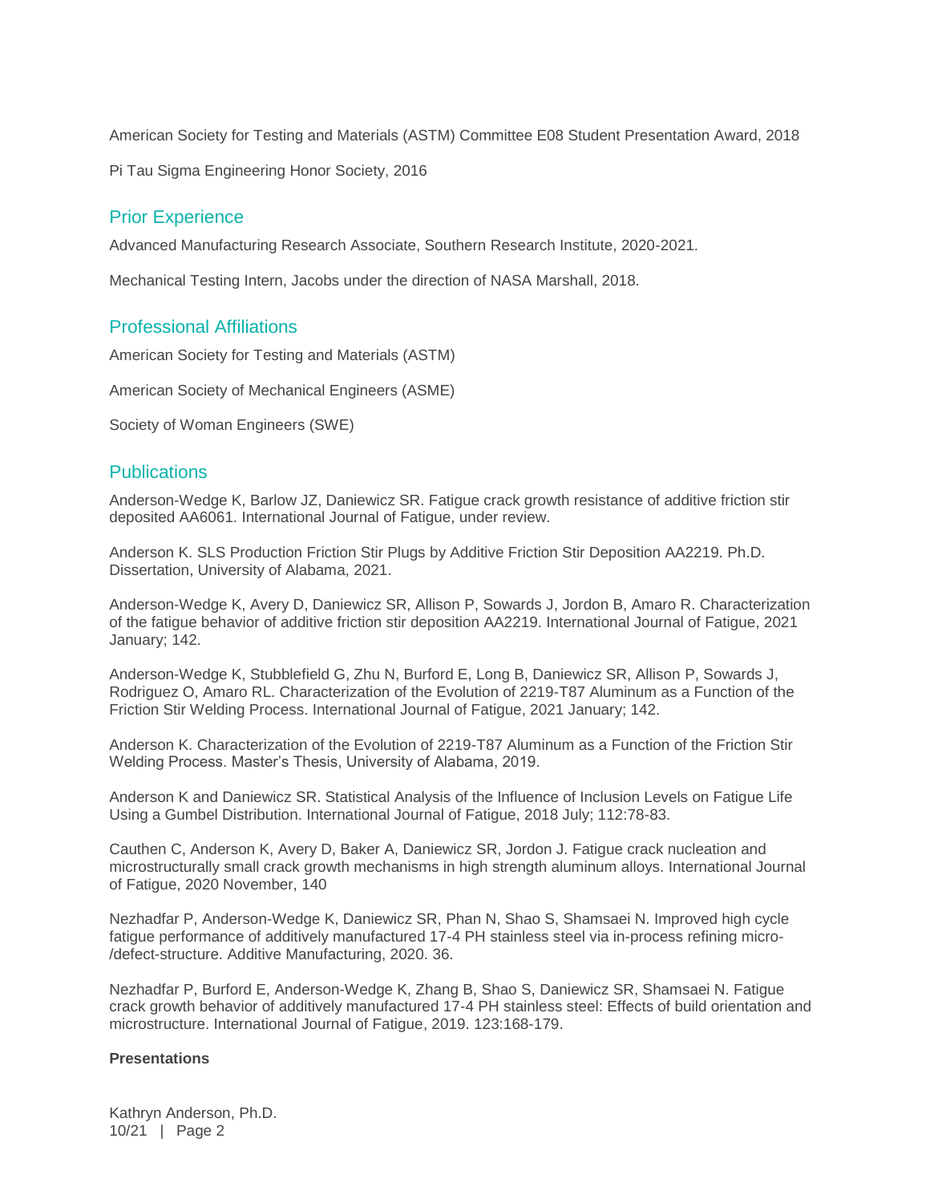American Society for Testing and Materials (ASTM) Committee E08 Student Presentation Award, 2018

Pi Tau Sigma Engineering Honor Society, 2016

## Prior Experience

Advanced Manufacturing Research Associate, Southern Research Institute, 2020-2021.

Mechanical Testing Intern, Jacobs under the direction of NASA Marshall, 2018.

## Professional Affiliations

American Society for Testing and Materials (ASTM)

American Society of Mechanical Engineers (ASME)

Society of Woman Engineers (SWE)

## Publications

Anderson-Wedge K, Barlow JZ, Daniewicz SR. Fatigue crack growth resistance of additive friction stir deposited AA6061. International Journal of Fatigue, under review.

Anderson K. SLS Production Friction Stir Plugs by Additive Friction Stir Deposition AA2219. Ph.D. Dissertation, University of Alabama, 2021.

Anderson-Wedge K, Avery D, Daniewicz SR, Allison P, Sowards J, Jordon B, Amaro R. Characterization of the fatigue behavior of additive friction stir deposition AA2219. International Journal of Fatigue, 2021 January; 142.

Anderson-Wedge K, Stubblefield G, Zhu N, Burford E, Long B, Daniewicz SR, Allison P, Sowards J, Rodriguez O, Amaro RL. Characterization of the Evolution of 2219-T87 Aluminum as a Function of the Friction Stir Welding Process. International Journal of Fatigue, 2021 January; 142.

Anderson K. Characterization of the Evolution of 2219-T87 Aluminum as a Function of the Friction Stir Welding Process. Master's Thesis, University of Alabama, 2019.

Anderson K and Daniewicz SR. Statistical Analysis of the Influence of Inclusion Levels on Fatigue Life Using a Gumbel Distribution. International Journal of Fatigue, 2018 July; 112:78-83.

Cauthen C, Anderson K, Avery D, Baker A, Daniewicz SR, Jordon J. Fatigue crack nucleation and microstructurally small crack growth mechanisms in high strength aluminum alloys. International Journal of Fatigue, 2020 November, 140

Nezhadfar P, Anderson-Wedge K, Daniewicz SR, Phan N, Shao S, Shamsaei N. Improved high cycle fatigue performance of additively manufactured 17-4 PH stainless steel via in-process refining micro-/defect-structure. Additive Manufacturing, 2020. 36.

Nezhadfar P, Burford E, Anderson-Wedge K, Zhang B, Shao S, Daniewicz SR, Shamsaei N. Fatigue crack growth behavior of additively manufactured 17-4 PH stainless steel: Effects of build orientation and microstructure. International Journal of Fatigue, 2019. 123:168-179.

**Presentations**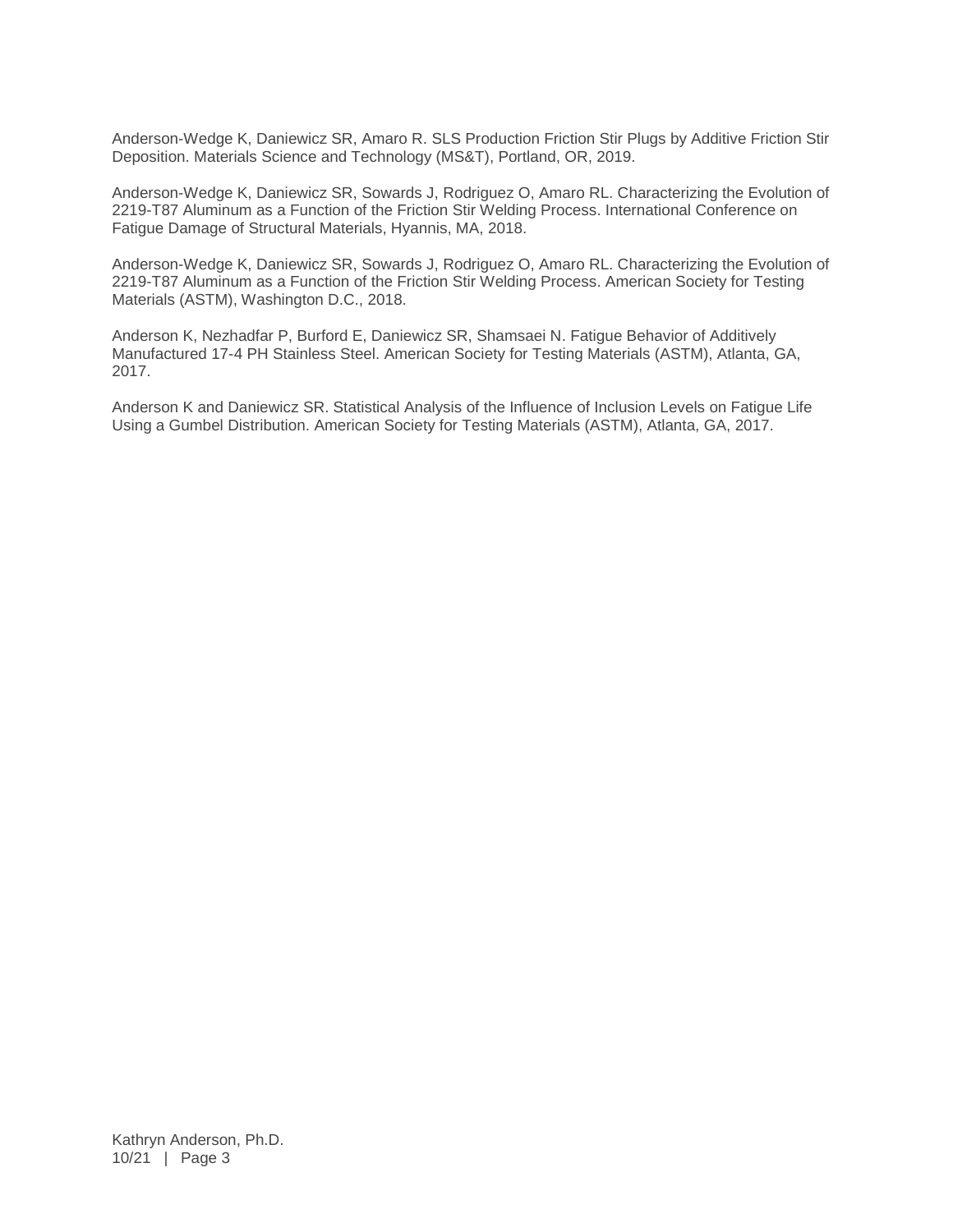Anderson-Wedge K, Daniewicz SR, Amaro R. SLS Production Friction Stir Plugs by Additive Friction Stir Deposition. Materials Science and Technology (MS&T), Portland, OR, 2019.

Anderson-Wedge K, Daniewicz SR, Sowards J, Rodriguez O, Amaro RL. Characterizing the Evolution of 2219-T87 Aluminum as a Function of the Friction Stir Welding Process. International Conference on Fatigue Damage of Structural Materials, Hyannis, MA, 2018.

Anderson-Wedge K, Daniewicz SR, Sowards J, Rodriguez O, Amaro RL. Characterizing the Evolution of 2219-T87 Aluminum as a Function of the Friction Stir Welding Process. American Society for Testing Materials (ASTM), Washington D.C., 2018.

Anderson K, Nezhadfar P, Burford E, Daniewicz SR, Shamsaei N. Fatigue Behavior of Additively Manufactured 17-4 PH Stainless Steel. American Society for Testing Materials (ASTM), Atlanta, GA, 2017.

Anderson K and Daniewicz SR. Statistical Analysis of the Influence of Inclusion Levels on Fatigue Life Using a Gumbel Distribution. American Society for Testing Materials (ASTM), Atlanta, GA, 2017.